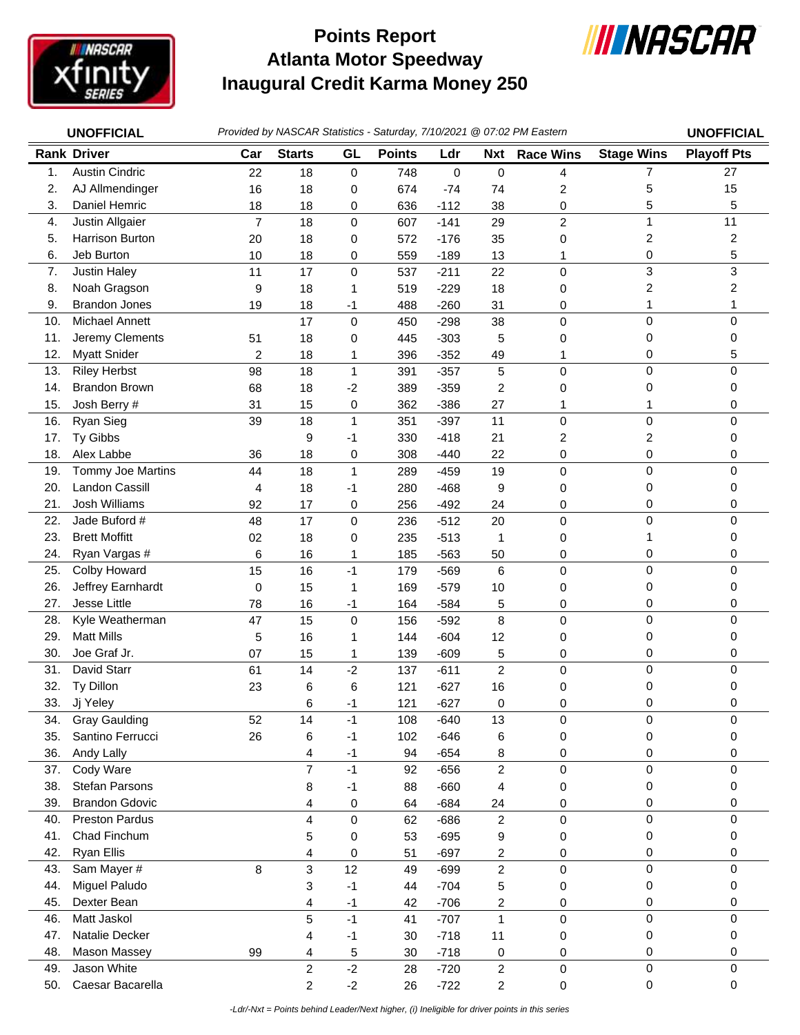# Points Report
# Atlanta Motor Speedway
# Inaugural Credit Karma Money 250

**UNOFFICIAL** *Provided by NASCAR Statistics - Saturday, 7/10/2021 @ 07:02 PM Eastern* **UNOFFICIAL**

| Rank | Driver | Car | Starts | GL | Points | Ldr | Nxt | Race Wins | Stage Wins | Playoff Pts |
|---|---|---|---|---|---|---|---|---|---|---|
| 1. | Austin Cindric | 22 | 18 | 0 | 748 | 0 | 0 | 4 | 7 | 27 |
| 2. | AJ Allmendinger | 16 | 18 | 0 | 674 | -74 | 74 | 2 | 5 | 15 |
| 3. | Daniel Hemric | 18 | 18 | 0 | 636 | -112 | 38 | 0 | 5 | 5 |
| 4. | Justin Allgaier | 7 | 18 | 0 | 607 | -141 | 29 | 2 | 1 | 11 |
| 5. | Harrison Burton | 20 | 18 | 0 | 572 | -176 | 35 | 0 | 2 | 2 |
| 6. | Jeb Burton | 10 | 18 | 0 | 559 | -189 | 13 | 1 | 0 | 5 |
| 7. | Justin Haley | 11 | 17 | 0 | 537 | -211 | 22 | 0 | 3 | 3 |
| 8. | Noah Gragson | 9 | 18 | 1 | 519 | -229 | 18 | 0 | 2 | 2 |
| 9. | Brandon Jones | 19 | 18 | -1 | 488 | -260 | 31 | 0 | 1 | 1 |
| 10. | Michael Annett | | 17 | 0 | 450 | -298 | 38 | 0 | 0 | 0 |
| 11. | Jeremy Clements | 51 | 18 | 0 | 445 | -303 | 5 | 0 | 0 | 0 |
| 12. | Myatt Snider | 2 | 18 | 1 | 396 | -352 | 49 | 1 | 0 | 5 |
| 13. | Riley Herbst | 98 | 18 | 1 | 391 | -357 | 5 | 0 | 0 | 0 |
| 14. | Brandon Brown | 68 | 18 | -2 | 389 | -359 | 2 | 0 | 0 | 0 |
| 15. | Josh Berry # | 31 | 15 | 0 | 362 | -386 | 27 | 1 | 1 | 0 |
| 16. | Ryan Sieg | 39 | 18 | 1 | 351 | -397 | 11 | 0 | 0 | 0 |
| 17. | Ty Gibbs | | 9 | -1 | 330 | -418 | 21 | 2 | 2 | 0 |
| 18. | Alex Labbe | 36 | 18 | 0 | 308 | -440 | 22 | 0 | 0 | 0 |
| 19. | Tommy Joe Martins | 44 | 18 | 1 | 289 | -459 | 19 | 0 | 0 | 0 |
| 20. | Landon Cassill | 4 | 18 | -1 | 280 | -468 | 9 | 0 | 0 | 0 |
| 21. | Josh Williams | 92 | 17 | 0 | 256 | -492 | 24 | 0 | 0 | 0 |
| 22. | Jade Buford # | 48 | 17 | 0 | 236 | -512 | 20 | 0 | 0 | 0 |
| 23. | Brett Moffitt | 02 | 18 | 0 | 235 | -513 | 1 | 0 | 1 | 0 |
| 24. | Ryan Vargas # | 6 | 16 | 1 | 185 | -563 | 50 | 0 | 0 | 0 |
| 25. | Colby Howard | 15 | 16 | -1 | 179 | -569 | 6 | 0 | 0 | 0 |
| 26. | Jeffrey Earnhardt | 0 | 15 | 1 | 169 | -579 | 10 | 0 | 0 | 0 |
| 27. | Jesse Little | 78 | 16 | -1 | 164 | -584 | 5 | 0 | 0 | 0 |
| 28. | Kyle Weatherman | 47 | 15 | 0 | 156 | -592 | 8 | 0 | 0 | 0 |
| 29. | Matt Mills | 5 | 16 | 1 | 144 | -604 | 12 | 0 | 0 | 0 |
| 30. | Joe Graf Jr. | 07 | 15 | 1 | 139 | -609 | 5 | 0 | 0 | 0 |
| 31. | David Starr | 61 | 14 | -2 | 137 | -611 | 2 | 0 | 0 | 0 |
| 32. | Ty Dillon | 23 | 6 | 6 | 121 | -627 | 16 | 0 | 0 | 0 |
| 33. | Jj Yeley | | 6 | -1 | 121 | -627 | 0 | 0 | 0 | 0 |
| 34. | Gray Gaulding | 52 | 14 | -1 | 108 | -640 | 13 | 0 | 0 | 0 |
| 35. | Santino Ferrucci | 26 | 6 | -1 | 102 | -646 | 6 | 0 | 0 | 0 |
| 36. | Andy Lally | | 4 | -1 | 94 | -654 | 8 | 0 | 0 | 0 |
| 37. | Cody Ware | | 7 | -1 | 92 | -656 | 2 | 0 | 0 | 0 |
| 38. | Stefan Parsons | | 8 | -1 | 88 | -660 | 4 | 0 | 0 | 0 |
| 39. | Brandon Gdovic | | 4 | 0 | 64 | -684 | 24 | 0 | 0 | 0 |
| 40. | Preston Pardus | | 4 | 0 | 62 | -686 | 2 | 0 | 0 | 0 |
| 41. | Chad Finchum | | 5 | 0 | 53 | -695 | 9 | 0 | 0 | 0 |
| 42. | Ryan Ellis | | 4 | 0 | 51 | -697 | 2 | 0 | 0 | 0 |
| 43. | Sam Mayer # | 8 | 3 | 12 | 49 | -699 | 2 | 0 | 0 | 0 |
| 44. | Miguel Paludo | | 3 | -1 | 44 | -704 | 5 | 0 | 0 | 0 |
| 45. | Dexter Bean | | 4 | -1 | 42 | -706 | 2 | 0 | 0 | 0 |
| 46. | Matt Jaskol | | 5 | -1 | 41 | -707 | 1 | 0 | 0 | 0 |
| 47. | Natalie Decker | | 4 | -1 | 30 | -718 | 11 | 0 | 0 | 0 |
| 48. | Mason Massey | 99 | 4 | 5 | 30 | -718 | 0 | 0 | 0 | 0 |
| 49. | Jason White | | 2 | -2 | 28 | -720 | 2 | 0 | 0 | 0 |
| 50. | Caesar Bacarella | | 2 | -2 | 26 | -722 | 2 | 0 | 0 | 0 |

*-Ldr/-Nxt = Points behind Leader/Next higher, (i) Ineligible for driver points in this series*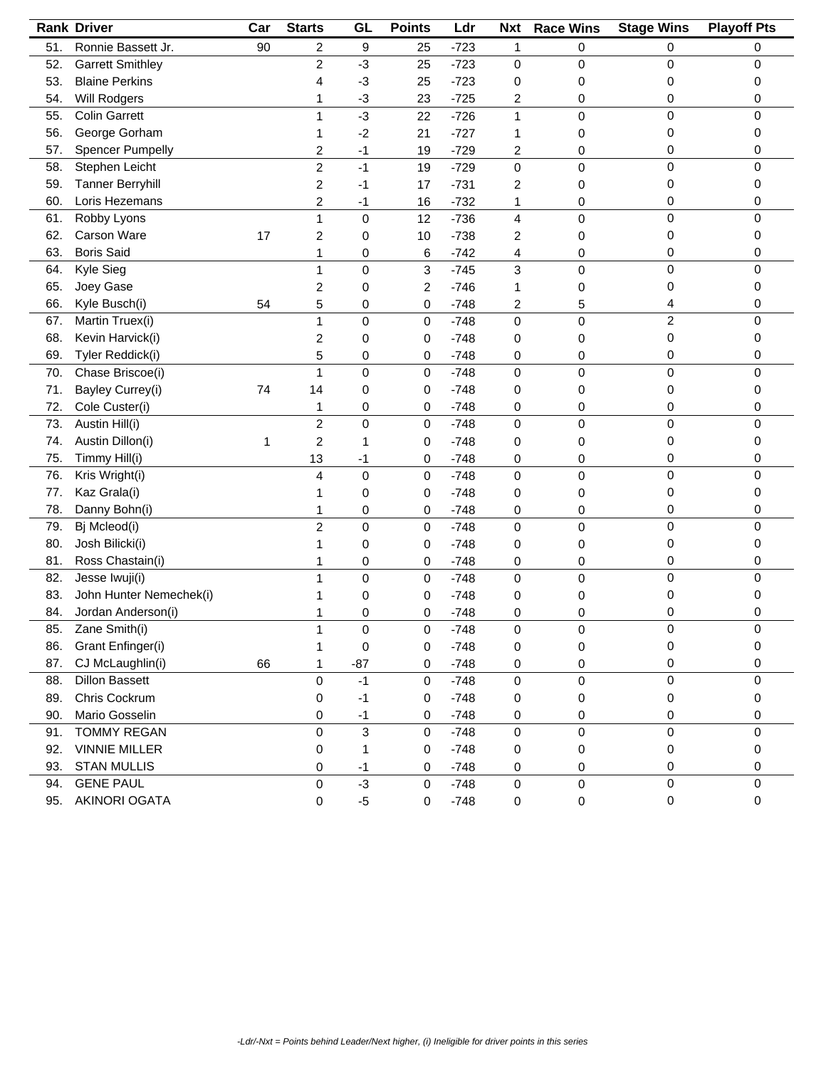| Rank | Driver | Car | Starts | GL | Points | Ldr | Nxt | Race Wins | Stage Wins | Playoff Pts |
|---|---|---|---|---|---|---|---|---|---|---|
| 51. | Ronnie Bassett Jr. | 90 | 2 | 9 | 25 | -723 | 1 | 0 | 0 | 0 |
| 52. | Garrett Smithley | | 2 | -3 | 25 | -723 | 0 | 0 | 0 | 0 |
| 53. | Blaine Perkins | | 4 | -3 | 25 | -723 | 0 | 0 | 0 | 0 |
| 54. | Will Rodgers | | 1 | -3 | 23 | -725 | 2 | 0 | 0 | 0 |
| 55. | Colin Garrett | | 1 | -3 | 22 | -726 | 1 | 0 | 0 | 0 |
| 56. | George Gorham | | 1 | -2 | 21 | -727 | 1 | 0 | 0 | 0 |
| 57. | Spencer Pumpelly | | 2 | -1 | 19 | -729 | 2 | 0 | 0 | 0 |
| 58. | Stephen Leicht | | 2 | -1 | 19 | -729 | 0 | 0 | 0 | 0 |
| 59. | Tanner Berryhill | | 2 | -1 | 17 | -731 | 2 | 0 | 0 | 0 |
| 60. | Loris Hezemans | | 2 | -1 | 16 | -732 | 1 | 0 | 0 | 0 |
| 61. | Robby Lyons | | 1 | 0 | 12 | -736 | 4 | 0 | 0 | 0 |
| 62. | Carson Ware | 17 | 2 | 0 | 10 | -738 | 2 | 0 | 0 | 0 |
| 63. | Boris Said | | 1 | 0 | 6 | -742 | 4 | 0 | 0 | 0 |
| 64. | Kyle Sieg | | 1 | 0 | 3 | -745 | 3 | 0 | 0 | 0 |
| 65. | Joey Gase | | 2 | 0 | 2 | -746 | 1 | 0 | 0 | 0 |
| 66. | Kyle Busch(i) | 54 | 5 | 0 | 0 | -748 | 2 | 5 | 4 | 0 |
| 67. | Martin Truex(i) | | 1 | 0 | 0 | -748 | 0 | 0 | 2 | 0 |
| 68. | Kevin Harvick(i) | | 2 | 0 | 0 | -748 | 0 | 0 | 0 | 0 |
| 69. | Tyler Reddick(i) | | 5 | 0 | 0 | -748 | 0 | 0 | 0 | 0 |
| 70. | Chase Briscoe(i) | | 1 | 0 | 0 | -748 | 0 | 0 | 0 | 0 |
| 71. | Bayley Currey(i) | 74 | 14 | 0 | 0 | -748 | 0 | 0 | 0 | 0 |
| 72. | Cole Custer(i) | | 1 | 0 | 0 | -748 | 0 | 0 | 0 | 0 |
| 73. | Austin Hill(i) | | 2 | 0 | 0 | -748 | 0 | 0 | 0 | 0 |
| 74. | Austin Dillon(i) | 1 | 2 | 1 | 0 | -748 | 0 | 0 | 0 | 0 |
| 75. | Timmy Hill(i) | | 13 | -1 | 0 | -748 | 0 | 0 | 0 | 0 |
| 76. | Kris Wright(i) | | 4 | 0 | 0 | -748 | 0 | 0 | 0 | 0 |
| 77. | Kaz Grala(i) | | 1 | 0 | 0 | -748 | 0 | 0 | 0 | 0 |
| 78. | Danny Bohn(i) | | 1 | 0 | 0 | -748 | 0 | 0 | 0 | 0 |
| 79. | Bj Mcleod(i) | | 2 | 0 | 0 | -748 | 0 | 0 | 0 | 0 |
| 80. | Josh Bilicki(i) | | 1 | 0 | 0 | -748 | 0 | 0 | 0 | 0 |
| 81. | Ross Chastain(i) | | 1 | 0 | 0 | -748 | 0 | 0 | 0 | 0 |
| 82. | Jesse Iwuji(i) | | 1 | 0 | 0 | -748 | 0 | 0 | 0 | 0 |
| 83. | John Hunter Nemechek(i) | | 1 | 0 | 0 | -748 | 0 | 0 | 0 | 0 |
| 84. | Jordan Anderson(i) | | 1 | 0 | 0 | -748 | 0 | 0 | 0 | 0 |
| 85. | Zane Smith(i) | | 1 | 0 | 0 | -748 | 0 | 0 | 0 | 0 |
| 86. | Grant Enfinger(i) | | 1 | 0 | 0 | -748 | 0 | 0 | 0 | 0 |
| 87. | CJ McLaughlin(i) | 66 | 1 | -87 | 0 | -748 | 0 | 0 | 0 | 0 |
| 88. | Dillon Bassett | | 0 | -1 | 0 | -748 | 0 | 0 | 0 | 0 |
| 89. | Chris Cockrum | | 0 | -1 | 0 | -748 | 0 | 0 | 0 | 0 |
| 90. | Mario Gosselin | | 0 | -1 | 0 | -748 | 0 | 0 | 0 | 0 |
| 91. | TOMMY REGAN | | 0 | 3 | 0 | -748 | 0 | 0 | 0 | 0 |
| 92. | VINNIE MILLER | | 0 | 1 | 0 | -748 | 0 | 0 | 0 | 0 |
| 93. | STAN MULLIS | | 0 | -1 | 0 | -748 | 0 | 0 | 0 | 0 |
| 94. | GENE PAUL | | 0 | -3 | 0 | -748 | 0 | 0 | 0 | 0 |
| 95. | AKINORI OGATA | | 0 | -5 | 0 | -748 | 0 | 0 | 0 | 0 |

*-Ldr/-Nxt = Points behind Leader/Next higher, (i) Ineligible for driver points in this series*